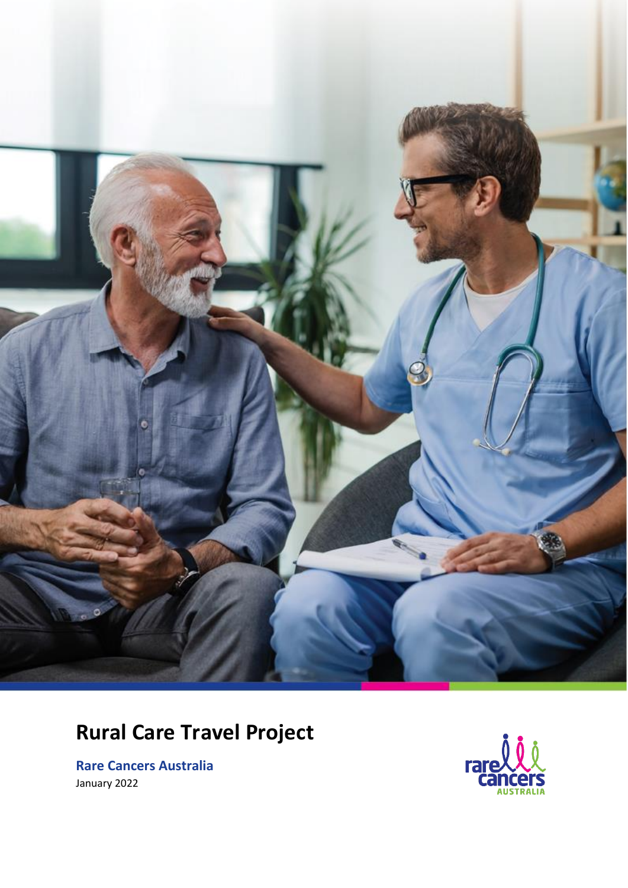# Rural Care Travel Project

**Rare Cancers Australia**

January 2022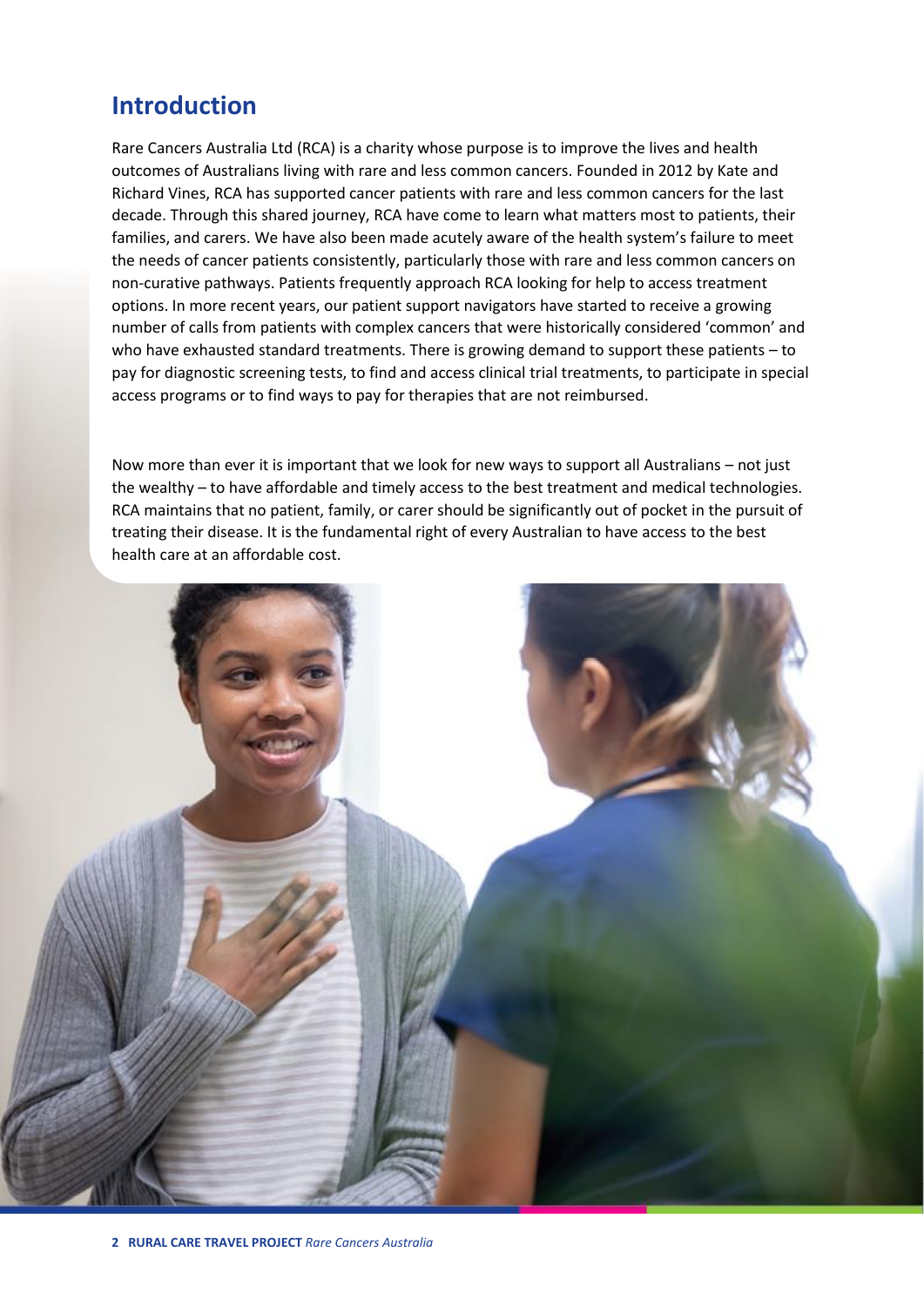## Introduction

Rare Cancers Australia Ltd (RCA) is a charity whose purpose is to improve the lives and health outcomes of Australians living with rare and less common cancers. Founded in 2012 by Kate and Richard Vines, RCA has supported cancer patients with rare and less common cancers for the last decade. Through this shared journey, RCA have come to learn what matters most to patients, their families, and carers. We have also been made acutely aware of the health system's failure to meet the needs of cancer patients consistently, particularly those with rare and less common cancers on non-curative pathways. Patients frequently approach RCA looking for help to access treatment options. In more recent years, our patient support navigators have started to receive a growing number of calls from patients with complex cancers that were historically considered 'common' and who have exhausted standard treatments. There is growing demand to support these patients – to pay for diagnostic screening tests, to find and access clinical trial treatments, to participate in special access programs or to find ways to pay for therapies that are not reimbursed.

Now more than ever it is important that we look for new ways to support all Australians – not just the wealthy – to have affordable and timely access to the best treatment and medical technologies. RCA maintains that no patient, family, or carer should be significantly out of pocket in the pursuit of treating their disease. It is the fundamental right of every Australian to have access to the best health care at an affordable cost.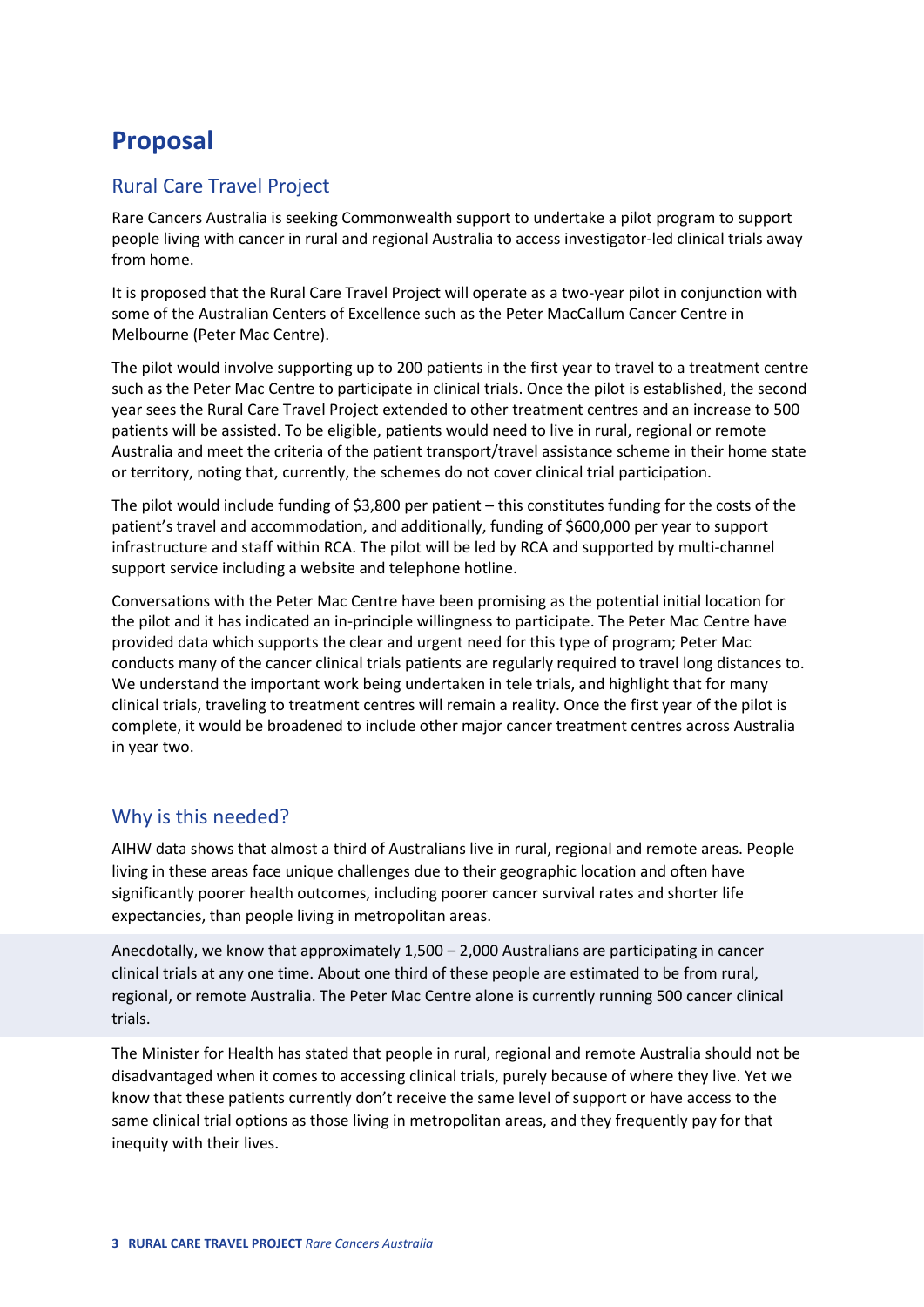# Proposal

## Rural Care Travel Project

Rare Cancers Australia is seeking Commonwealth support to undertake a pilot program to support people living with cancer in rural and regional Australia to access investigator-led clinical trials away from home.

It is proposed that the Rural Care Travel Project will operate as a two-year pilot in conjunction with some of the Australian Centers of Excellence such as the Peter MacCallum Cancer Centre in Melbourne (Peter Mac Centre).

The pilot would involve supporting up to 200 patients in the first year to travel to a treatment centre such as the Peter Mac Centre to participate in clinical trials. Once the pilot is established, the second year sees the Rural Care Travel Project extended to other treatment centres and an increase to 500 patients will be assisted. To be eligible, patients would need to live in rural, regional or remote Australia and meet the criteria of the patient transport/travel assistance scheme in their home state or territory, noting that, currently, the schemes do not cover clinical trial participation.

The pilot would include funding of $3,800 per patient – this constitutes funding for the costs of the patient's travel and accommodation, and additionally, funding of $600,000 per year to support infrastructure and staff within RCA. The pilot will be led by RCA and supported by multi-channel support service including a website and telephone hotline.

Conversations with the Peter Mac Centre have been promising as the potential initial location for the pilot and it has indicated an in-principle willingness to participate. The Peter Mac Centre have provided data which supports the clear and urgent need for this type of program; Peter Mac conducts many of the cancer clinical trials patients are regularly required to travel long distances to. We understand the important work being undertaken in tele trials, and highlight that for many clinical trials, traveling to treatment centres will remain a reality. Once the first year of the pilot is complete, it would be broadened to include other major cancer treatment centres across Australia in year two.

## Why is this needed?

AIHW data shows that almost a third of Australians live in rural, regional and remote areas. People living in these areas face unique challenges due to their geographic location and often have significantly poorer health outcomes, including poorer cancer survival rates and shorter life expectancies, than people living in metropolitan areas.

Anecdotally, we know that approximately 1,500 – 2,000 Australians are participating in cancer clinical trials at any one time. About one third of these people are estimated to be from rural, regional, or remote Australia. The Peter Mac Centre alone is currently running 500 cancer clinical trials.

The Minister for Health has stated that people in rural, regional and remote Australia should not be disadvantaged when it comes to accessing clinical trials, purely because of where they live. Yet we know that these patients currently don't receive the same level of support or have access to the same clinical trial options as those living in metropolitan areas, and they frequently pay for that inequity with their lives.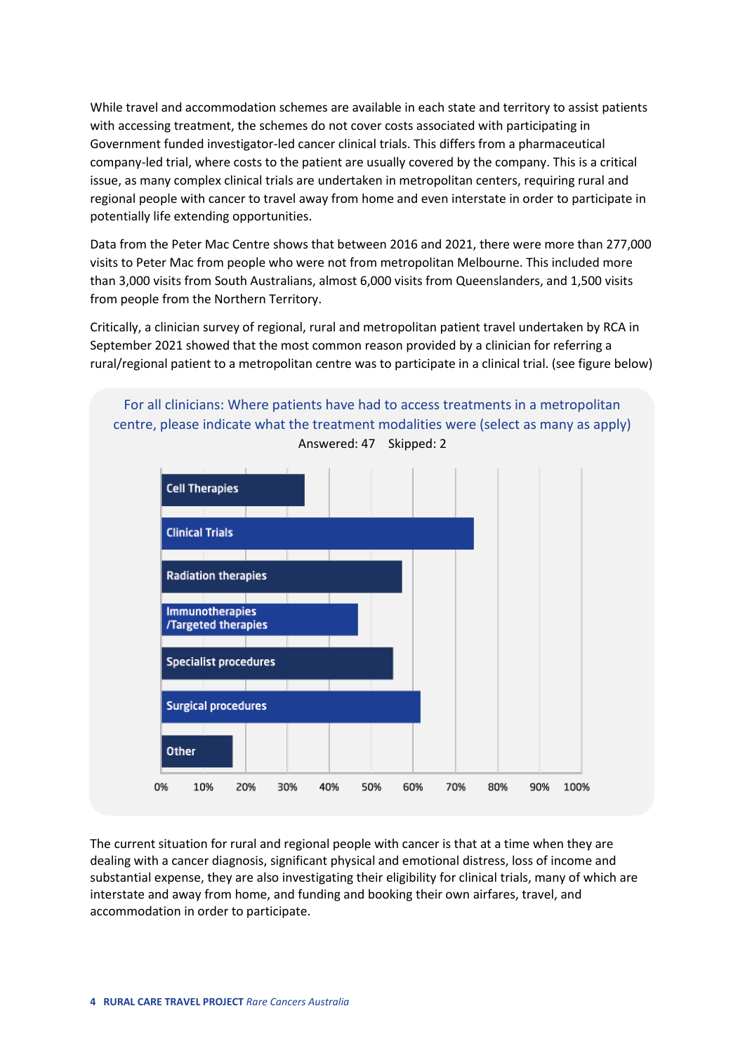While travel and accommodation schemes are available in each state and territory to assist patients with accessing treatment, the schemes do not cover costs associated with participating in Government funded investigator-led cancer clinical trials. This differs from a pharmaceutical company-led trial, where costs to the patient are usually covered by the company. This is a critical issue, as many complex clinical trials are undertaken in metropolitan centers, requiring rural and regional people with cancer to travel away from home and even interstate in order to participate in potentially life extending opportunities.

Data from the Peter Mac Centre shows that between 2016 and 2021, there were more than 277,000 visits to Peter Mac from people who were not from metropolitan Melbourne. This included more than 3,000 visits from South Australians, almost 6,000 visits from Queenslanders, and 1,500 visits from people from the Northern Territory.

Critically, a clinician survey of regional, rural and metropolitan patient travel undertaken by RCA in September 2021 showed that the most common reason provided by a clinician for referring a rural/regional patient to a metropolitan centre was to participate in a clinical trial. (see figure below)

For all clinicians: Where patients have had to access treatments in a metropolitan centre, please indicate what the treatment modalities were (select as many as apply)

Answered: 47 Skipped: 2

Cell Therapies
Clinical Trials
Radiation therapies
Immunotherapies /Targeted therapies
Specialist procedures
Surgical procedures
Other

0% 10% 20% 30% 40% 50% 60% 70% 80% 90% 100%

The current situation for rural and regional people with cancer is that at a time when they are dealing with a cancer diagnosis, significant physical and emotional distress, loss of income and substantial expense, they are also investigating their eligibility for clinical trials, many of which are interstate and away from home, and funding and booking their own airfares, travel, and accommodation in order to participate.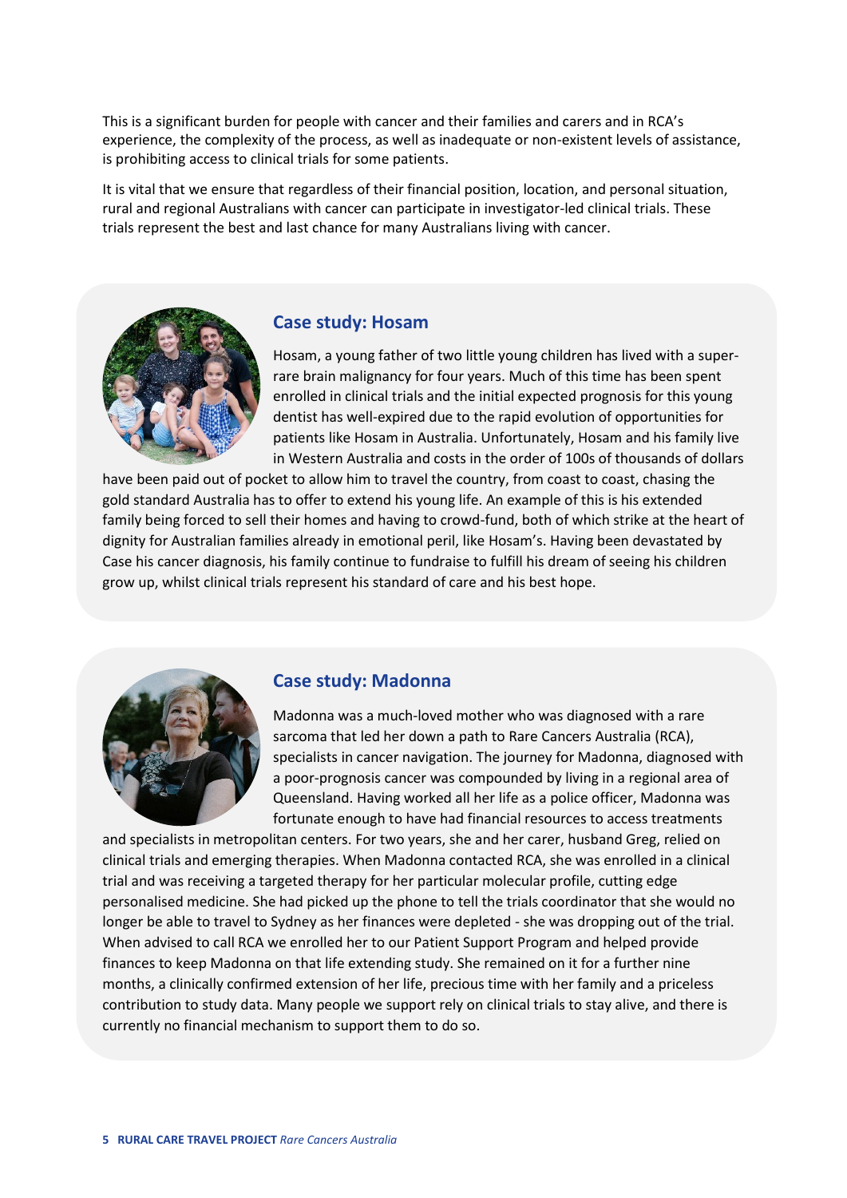This is a significant burden for people with cancer and their families and carers and in RCA's experience, the complexity of the process, as well as inadequate or non-existent levels of assistance, is prohibiting access to clinical trials for some patients.

It is vital that we ensure that regardless of their financial position, location, and personal situation, rural and regional Australians with cancer can participate in investigator-led clinical trials. These trials represent the best and last chance for many Australians living with cancer.

### Case study: Hosam

Hosam, a young father of two little young children has lived with a super-rare brain malignancy for four years. Much of this time has been spent enrolled in clinical trials and the initial expected prognosis for this young dentist has well-expired due to the rapid evolution of opportunities for patients like Hosam in Australia. Unfortunately, Hosam and his family live in Western Australia and costs in the order of 100s of thousands of dollars have been paid out of pocket to allow him to travel the country, from coast to coast, chasing the gold standard Australia has to offer to extend his young life. An example of this is his extended family being forced to sell their homes and having to crowd-fund, both of which strike at the heart of dignity for Australian families already in emotional peril, like Hosam's. Having been devastated by Case his cancer diagnosis, his family continue to fundraise to fulfill his dream of seeing his children grow up, whilst clinical trials represent his standard of care and his best hope.

### Case study: Madonna

Madonna was a much-loved mother who was diagnosed with a rare sarcoma that led her down a path to Rare Cancers Australia (RCA), specialists in cancer navigation. The journey for Madonna, diagnosed with a poor-prognosis cancer was compounded by living in a regional area of Queensland. Having worked all her life as a police officer, Madonna was fortunate enough to have had financial resources to access treatments and specialists in metropolitan centers. For two years, she and her carer, husband Greg, relied on clinical trials and emerging therapies. When Madonna contacted RCA, she was enrolled in a clinical trial and was receiving a targeted therapy for her particular molecular profile, cutting edge personalised medicine. She had picked up the phone to tell the trials coordinator that she would no longer be able to travel to Sydney as her finances were depleted - she was dropping out of the trial. When advised to call RCA we enrolled her to our Patient Support Program and helped provide finances to keep Madonna on that life extending study. She remained on it for a further nine months, a clinically confirmed extension of her life, precious time with her family and a priceless contribution to study data. Many people we support rely on clinical trials to stay alive, and there is currently no financial mechanism to support them to do so.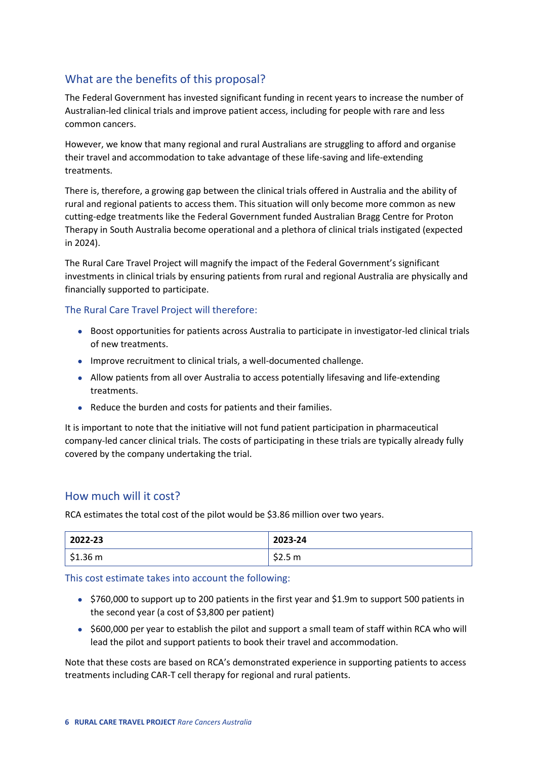## What are the benefits of this proposal?

The Federal Government has invested significant funding in recent years to increase the number of Australian-led clinical trials and improve patient access, including for people with rare and less common cancers.

However, we know that many regional and rural Australians are struggling to afford and organise their travel and accommodation to take advantage of these life-saving and life-extending treatments.

There is, therefore, a growing gap between the clinical trials offered in Australia and the ability of rural and regional patients to access them. This situation will only become more common as new cutting-edge treatments like the Federal Government funded Australian Bragg Centre for Proton Therapy in South Australia become operational and a plethora of clinical trials instigated (expected in 2024).

The Rural Care Travel Project will magnify the impact of the Federal Government's significant investments in clinical trials by ensuring patients from rural and regional Australia are physically and financially supported to participate.

### The Rural Care Travel Project will therefore:

- Boost opportunities for patients across Australia to participate in investigator-led clinical trials of new treatments.
- Improve recruitment to clinical trials, a well-documented challenge.
- Allow patients from all over Australia to access potentially lifesaving and life-extending treatments.
- Reduce the burden and costs for patients and their families.

It is important to note that the initiative will not fund patient participation in pharmaceutical company-led cancer clinical trials. The costs of participating in these trials are typically already fully covered by the company undertaking the trial.

## How much will it cost?

RCA estimates the total cost of the pilot would be $3.86 million over two years.

| 2022-23 | 2023-24 |
| --- | --- |
| $1.36 m | $2.5 m |

### This cost estimate takes into account the following:

- $760,000 to support up to 200 patients in the first year and $1.9m to support 500 patients in the second year (a cost of $3,800 per patient)
- $600,000 per year to establish the pilot and support a small team of staff within RCA who will lead the pilot and support patients to book their travel and accommodation.

Note that these costs are based on RCA's demonstrated experience in supporting patients to access treatments including CAR-T cell therapy for regional and rural patients.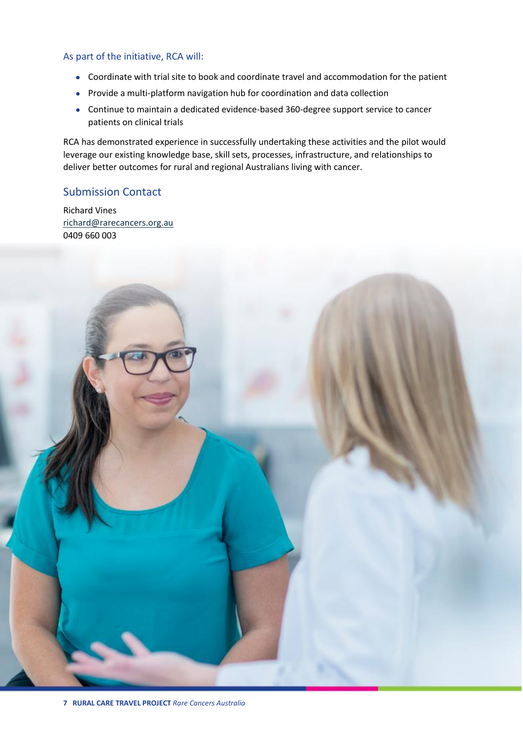### As part of the initiative, RCA will:

- Coordinate with trial site to book and coordinate travel and accommodation for the patient
- Provide a multi-platform navigation hub for coordination and data collection
- Continue to maintain a dedicated evidence-based 360-degree support service to cancer patients on clinical trials

RCA has demonstrated experience in successfully undertaking these activities and the pilot would leverage our existing knowledge base, skill sets, processes, infrastructure, and relationships to deliver better outcomes for rural and regional Australians living with cancer.

## Submission Contact

Richard Vines
richard@rarecancers.org.au
0409 660 003